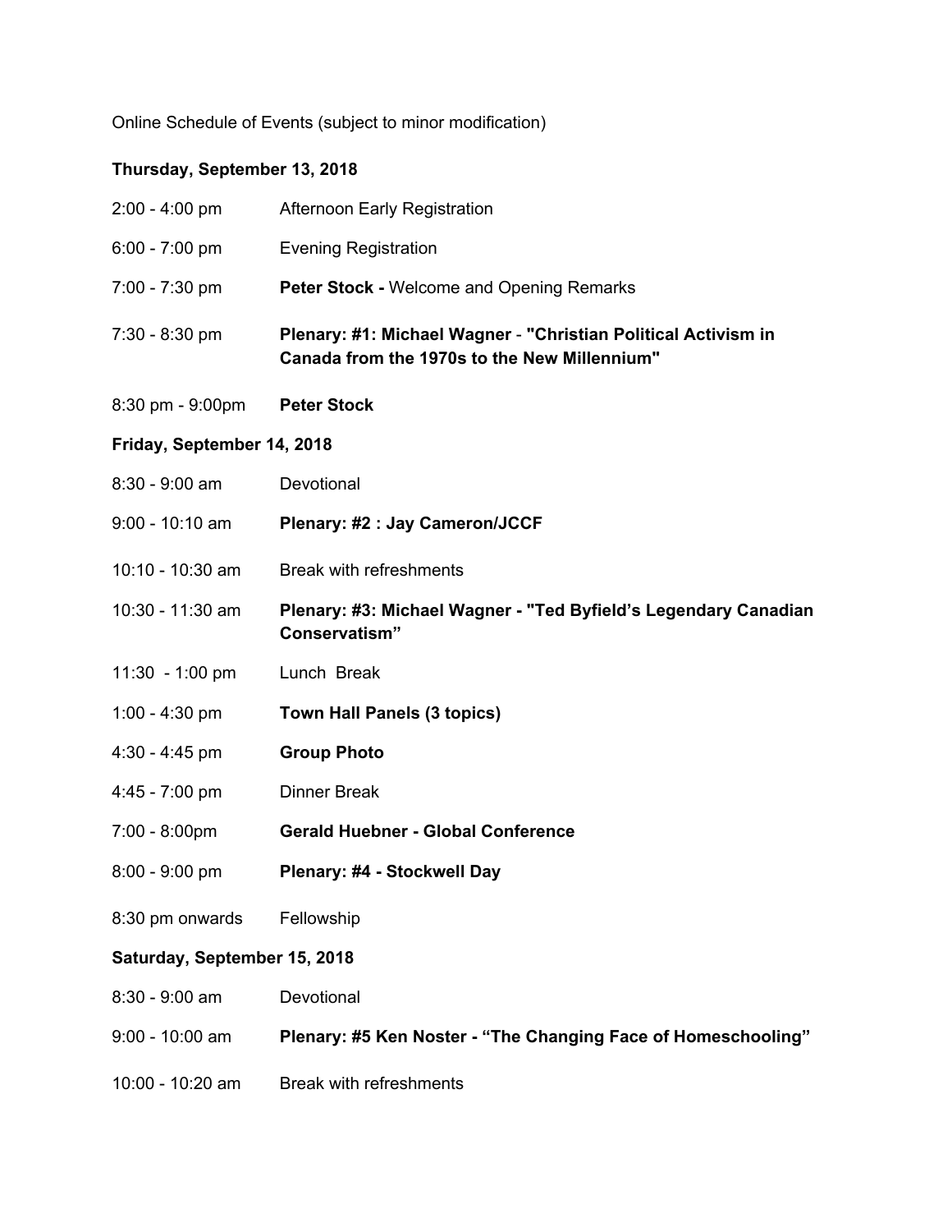Online Schedule of Events (subject to minor modification)

**Thursday, September 13, 2018**

| | |
|---|---|
| 2:00 - 4:00 pm | Afternoon Early Registration |
| 6:00 - 7:00 pm | Evening Registration |
| 7:00 - 7:30 pm | **Peter Stock -** Welcome and Opening Remarks |
| 7:30 - 8:30 pm | **Plenary: #1: Michael Wagner** - **"Christian Political Activism in Canada from the 1970s to the New Millennium"** |
| 8:30 pm - 9:00pm | **Peter Stock** |

**Friday, September 14, 2018**

| | |
|---|---|
| 8:30 - 9:00 am | Devotional |
| 9:00 - 10:10 am | **Plenary: #2 : Jay Cameron/JCCF** |
| 10:10 - 10:30 am | Break with refreshments |
| 10:30 - 11:30 am | **Plenary: #3: Michael Wagner - "Ted Byfield's Legendary Canadian Conservatism"** |
| 11:30 - 1:00 pm | Lunch Break |
| 1:00 - 4:30 pm | **Town Hall Panels (3 topics)** |
| 4:30 - 4:45 pm | **Group Photo** |
| 4:45 - 7:00 pm | Dinner Break |
| 7:00 - 8:00pm | **Gerald Huebner - Global Conference** |
| 8:00 - 9:00 pm | **Plenary: #4 - Stockwell Day** |
| 8:30 pm onwards | Fellowship |

**Saturday, September 15, 2018**

| | |
|---|---|
| 8:30 - 9:00 am | Devotional |
| 9:00 - 10:00 am | **Plenary: #5 Ken Noster - "The Changing Face of Homeschooling"** |
| 10:00 - 10:20 am | Break with refreshments |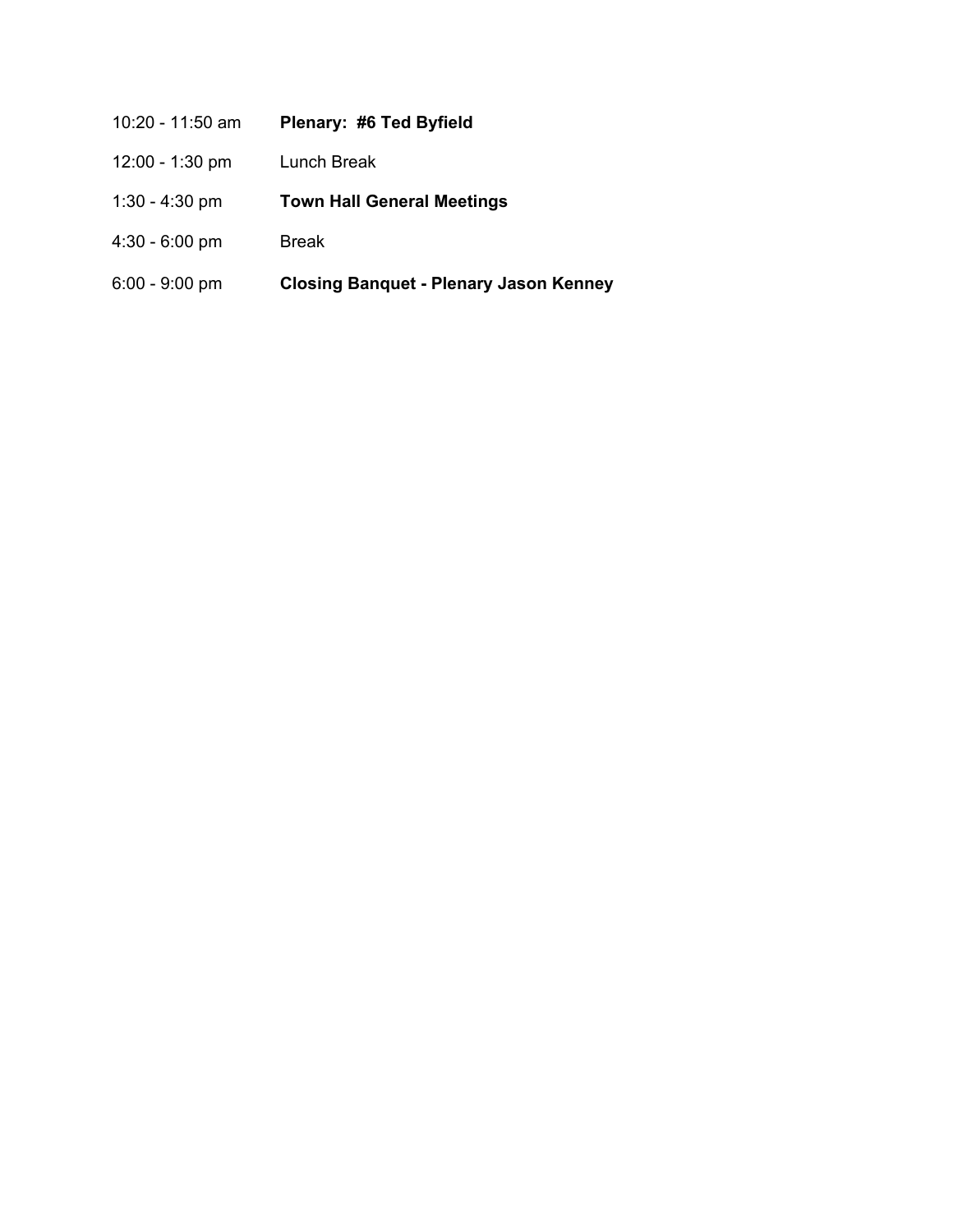| | |
|---|---|
| 10:20 - 11:50 am | **Plenary: #6 Ted Byfield** |
| 12:00 - 1:30 pm | Lunch Break |
| 1:30 - 4:30 pm | **Town Hall General Meetings** |
| 4:30 - 6:00 pm | Break |
| 6:00 - 9:00 pm | **Closing Banquet - Plenary Jason Kenney** |